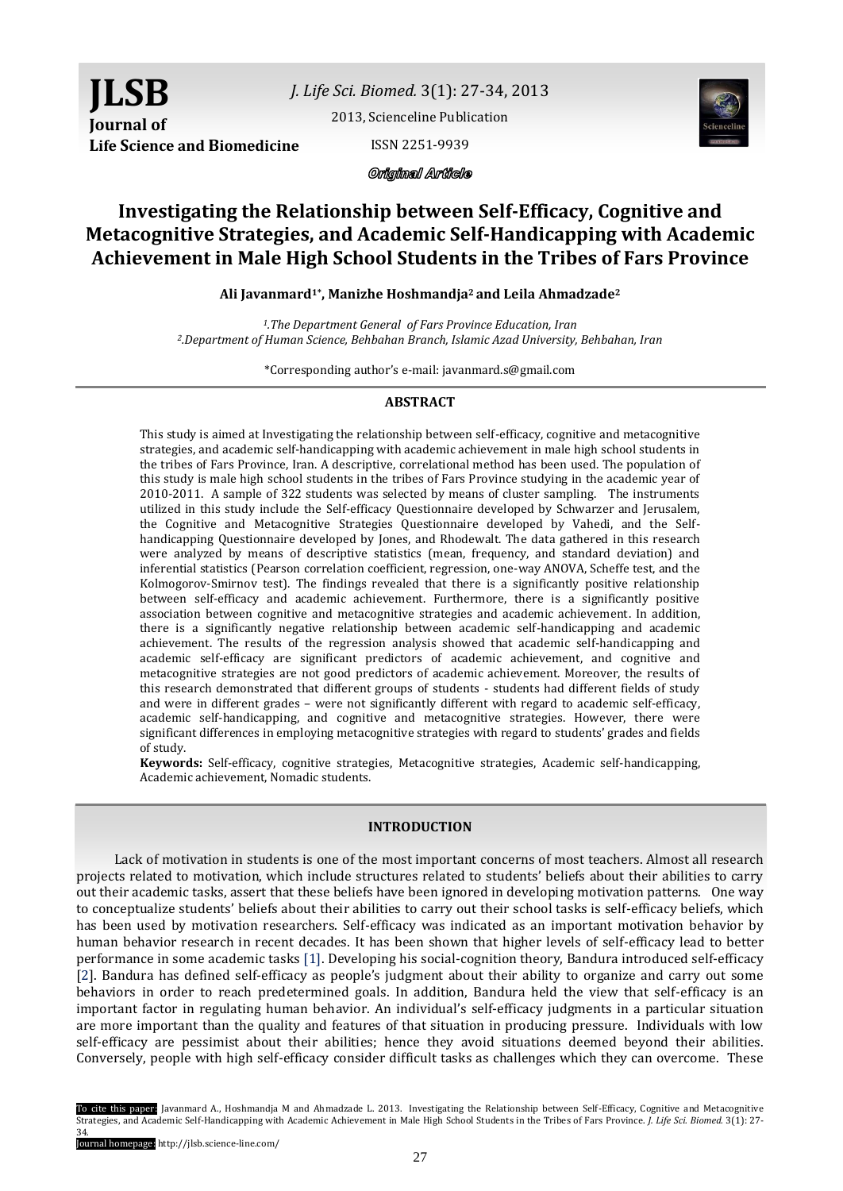**JLSB**
**Journal of Life Science and Biomedicine**

*J. Life Sci. Biomed.* 3(1): 27-34, 2013

2013, Scienceline Publication

ISSN 2251-9939

*Original Article*

# Investigating the Relationship between Self-Efficacy, Cognitive and Metacognitive Strategies, and Academic Self-Handicapping with Academic Achievement in Male High School Students in the Tribes of Fars Province

**Ali Javanmard[1*], Manizhe Hoshmandja[2] and Leila Ahmadzade[2]**

*[1].The Department General of Fars Province Education, Iran*
*[2].Department of Human Science, Behbahan Branch, Islamic Azad University, Behbahan, Iran*

*Corresponding author's e-mail: javanmard.s@gmail.com

## ABSTRACT

This study is aimed at Investigating the relationship between self-efficacy, cognitive and metacognitive strategies, and academic self-handicapping with academic achievement in male high school students in the tribes of Fars Province, Iran. A descriptive, correlational method has been used. The population of this study is male high school students in the tribes of Fars Province studying in the academic year of 2010-2011. A sample of 322 students was selected by means of cluster sampling. The instruments utilized in this study include the Self-efficacy Questionnaire developed by Schwarzer and Jerusalem, the Cognitive and Metacognitive Strategies Questionnaire developed by Vahedi, and the Self-handicapping Questionnaire developed by Jones, and Rhodewalt. The data gathered in this research were analyzed by means of descriptive statistics (mean, frequency, and standard deviation) and inferential statistics (Pearson correlation coefficient, regression, one-way ANOVA, Scheffe test, and the Kolmogorov-Smirnov test). The findings revealed that there is a significantly positive relationship between self-efficacy and academic achievement. Furthermore, there is a significantly positive association between cognitive and metacognitive strategies and academic achievement. In addition, there is a significantly negative relationship between academic self-handicapping and academic achievement. The results of the regression analysis showed that academic self-handicapping and academic self-efficacy are significant predictors of academic achievement, and cognitive and metacognitive strategies are not good predictors of academic achievement. Moreover, the results of this research demonstrated that different groups of students - students had different fields of study and were in different grades – were not significantly different with regard to academic self-efficacy, academic self-handicapping, and cognitive and metacognitive strategies. However, there were significant differences in employing metacognitive strategies with regard to students' grades and fields of study.

**Keywords:** Self-efficacy, cognitive strategies, Metacognitive strategies, Academic self-handicapping, Academic achievement, Nomadic students.

## INTRODUCTION

Lack of motivation in students is one of the most important concerns of most teachers. Almost all research projects related to motivation, which include structures related to students' beliefs about their abilities to carry out their academic tasks, assert that these beliefs have been ignored in developing motivation patterns. One way to conceptualize students' beliefs about their abilities to carry out their school tasks is self-efficacy beliefs, which has been used by motivation researchers. Self-efficacy was indicated as an important motivation behavior by human behavior research in recent decades. It has been shown that higher levels of self-efficacy lead to better performance in some academic tasks [1]. Developing his social-cognition theory, Bandura introduced self-efficacy [2]. Bandura has defined self-efficacy as people's judgment about their ability to organize and carry out some behaviors in order to reach predetermined goals. In addition, Bandura held the view that self-efficacy is an important factor in regulating human behavior. An individual's self-efficacy judgments in a particular situation are more important than the quality and features of that situation in producing pressure. Individuals with low self-efficacy are pessimist about their abilities; hence they avoid situations deemed beyond their abilities. Conversely, people with high self-efficacy consider difficult tasks as challenges which they can overcome. These

To cite this paper: Javanmard A., Hoshmandja M and Ahmadzade L. 2013. Investigating the Relationship between Self-Efficacy, Cognitive and Metacognitive Strategies, and Academic Self-Handicapping with Academic Achievement in Male High School Students in the Tribes of Fars Province. *J. Life Sci. Biomed.* 3(1): 27-34.
Journal homepage: http://jlsb.science-line.com/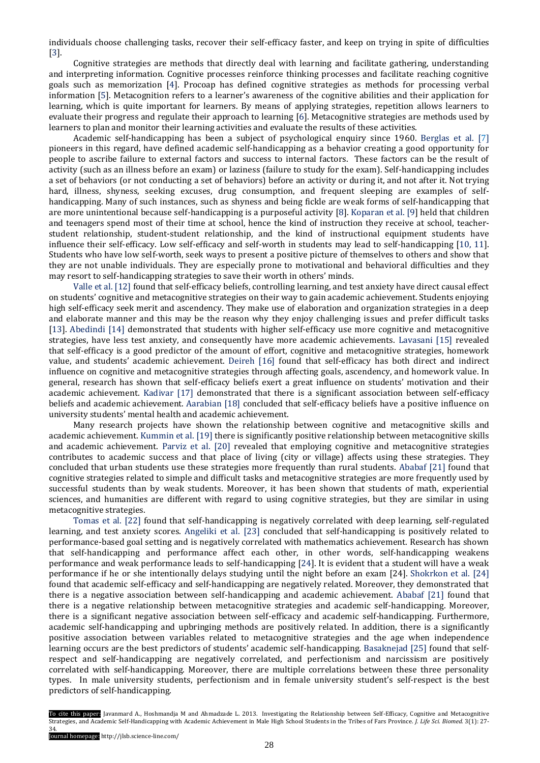individuals choose challenging tasks, recover their self-efficacy faster, and keep on trying in spite of difficulties [3].

Cognitive strategies are methods that directly deal with learning and facilitate gathering, understanding and interpreting information. Cognitive processes reinforce thinking processes and facilitate reaching cognitive goals such as memorization [4]. Procoap has defined cognitive strategies as methods for processing verbal information [5]. Metacognition refers to a learner's awareness of the cognitive abilities and their application for learning, which is quite important for learners. By means of applying strategies, repetition allows learners to evaluate their progress and regulate their approach to learning [6]. Metacognitive strategies are methods used by learners to plan and monitor their learning activities and evaluate the results of these activities.

Academic self-handicapping has been a subject of psychological enquiry since 1960. Berglas et al. [7] pioneers in this regard, have defined academic self-handicapping as a behavior creating a good opportunity for people to ascribe failure to external factors and success to internal factors. These factors can be the result of activity (such as an illness before an exam) or laziness (failure to study for the exam). Self-handicapping includes a set of behaviors (or not conducting a set of behaviors) before an activity or during it, and not after it. Not trying hard, illness, shyness, seeking excuses, drug consumption, and frequent sleeping are examples of self-handicapping. Many of such instances, such as shyness and being fickle are weak forms of self-handicapping that are more unintentional because self-handicapping is a purposeful activity [8]. Koparan et al. [9] held that children and teenagers spend most of their time at school, hence the kind of instruction they receive at school, teacher-student relationship, student-student relationship, and the kind of instructional equipment students have influence their self-efficacy. Low self-efficacy and self-worth in students may lead to self-handicapping [10, 11]. Students who have low self-worth, seek ways to present a positive picture of themselves to others and show that they are not unable individuals. They are especially prone to motivational and behavioral difficulties and they may resort to self-handicapping strategies to save their worth in others' minds.

Valle et al. [12] found that self-efficacy beliefs, controlling learning, and test anxiety have direct causal effect on students' cognitive and metacognitive strategies on their way to gain academic achievement. Students enjoying high self-efficacy seek merit and ascendency. They make use of elaboration and organization strategies in a deep and elaborate manner and this may be the reason why they enjoy challenging issues and prefer difficult tasks [13]. Abedindi [14] demonstrated that students with higher self-efficacy use more cognitive and metacognitive strategies, have less test anxiety, and consequently have more academic achievements. Lavasani [15] revealed that self-efficacy is a good predictor of the amount of effort, cognitive and metacognitive strategies, homework value, and students' academic achievement. Deireh [16] found that self-efficacy has both direct and indirect influence on cognitive and metacognitive strategies through affecting goals, ascendency, and homework value. In general, research has shown that self-efficacy beliefs exert a great influence on students' motivation and their academic achievement. Kadivar [17] demonstrated that there is a significant association between self-efficacy beliefs and academic achievement. Aarabian [18] concluded that self-efficacy beliefs have a positive influence on university students' mental health and academic achievement.

Many research projects have shown the relationship between cognitive and metacognitive skills and academic achievement. Kummin et al. [19] there is significantly positive relationship between metacognitive skills and academic achievement. Parviz et al. [20] revealed that employing cognitive and metacognitive strategies contributes to academic success and that place of living (city or village) affects using these strategies. They concluded that urban students use these strategies more frequently than rural students. Ababaf [21] found that cognitive strategies related to simple and difficult tasks and metacognitive strategies are more frequently used by successful students than by weak students. Moreover, it has been shown that students of math, experiential sciences, and humanities are different with regard to using cognitive strategies, but they are similar in using metacognitive strategies.

Tomas et al. [22] found that self-handicapping is negatively correlated with deep learning, self-regulated learning, and test anxiety scores. Angeliki et al. [23] concluded that self-handicapping is positively related to performance-based goal setting and is negatively correlated with mathematics achievement. Research has shown that self-handicapping and performance affect each other, in other words, self-handicapping weakens performance and weak performance leads to self-handicapping [24]. It is evident that a student will have a weak performance if he or she intentionally delays studying until the night before an exam [24]. Shokrkon et al. [24] found that academic self-efficacy and self-handicapping are negatively related. Moreover, they demonstrated that there is a negative association between self-handicapping and academic achievement. Ababaf [21] found that there is a negative relationship between metacognitive strategies and academic self-handicapping. Moreover, there is a significant negative association between self-efficacy and academic self-handicapping. Furthermore, academic self-handicapping and upbringing methods are positively related. In addition, there is a significantly positive association between variables related to metacognitive strategies and the age when independence learning occurs are the best predictors of students' academic self-handicapping. Basaknejad [25] found that self-respect and self-handicapping are negatively correlated, and perfectionism and narcissism are positively correlated with self-handicapping. Moreover, there are multiple correlations between these three personality types. In male university students, perfectionism and in female university student's self-respect is the best predictors of self-handicapping.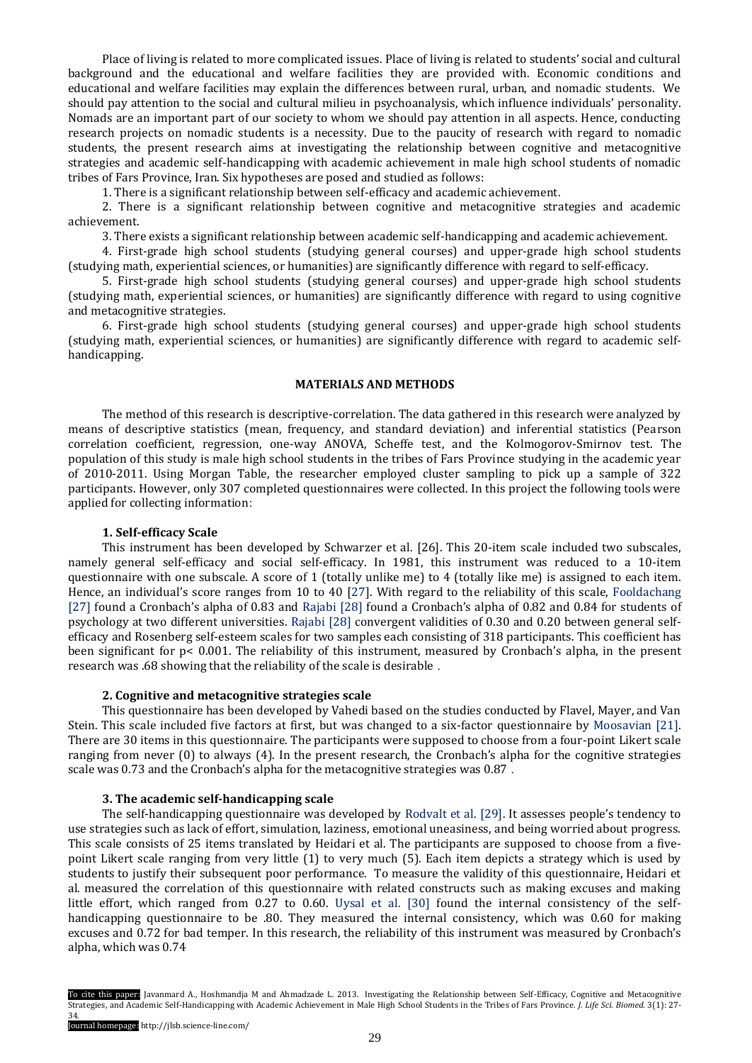Place of living is related to more complicated issues. Place of living is related to students' social and cultural background and the educational and welfare facilities they are provided with. Economic conditions and educational and welfare facilities may explain the differences between rural, urban, and nomadic students. We should pay attention to the social and cultural milieu in psychoanalysis, which influence individuals' personality. Nomads are an important part of our society to whom we should pay attention in all aspects. Hence, conducting research projects on nomadic students is a necessity. Due to the paucity of research with regard to nomadic students, the present research aims at investigating the relationship between cognitive and metacognitive strategies and academic self-handicapping with academic achievement in male high school students of nomadic tribes of Fars Province, Iran. Six hypotheses are posed and studied as follows:

1. There is a significant relationship between self-efficacy and academic achievement.
2. There is a significant relationship between cognitive and metacognitive strategies and academic achievement.
3. There exists a significant relationship between academic self-handicapping and academic achievement.
4. First-grade high school students (studying general courses) and upper-grade high school students (studying math, experiential sciences, or humanities) are significantly difference with regard to self-efficacy.
5. First-grade high school students (studying general courses) and upper-grade high school students (studying math, experiential sciences, or humanities) are significantly difference with regard to using cognitive and metacognitive strategies.
6. First-grade high school students (studying general courses) and upper-grade high school students (studying math, experiential sciences, or humanities) are significantly difference with regard to academic self-handicapping.

## MATERIALS AND METHODS

The method of this research is descriptive-correlation. The data gathered in this research were analyzed by means of descriptive statistics (mean, frequency, and standard deviation) and inferential statistics (Pearson correlation coefficient, regression, one-way ANOVA, Scheffe test, and the Kolmogorov-Smirnov test. The population of this study is male high school students in the tribes of Fars Province studying in the academic year of 2010-2011. Using Morgan Table, the researcher employed cluster sampling to pick up a sample of 322 participants. However, only 307 completed questionnaires were collected. In this project the following tools were applied for collecting information:

### 1. Self-efficacy Scale

This instrument has been developed by Schwarzer et al. [26]. This 20-item scale included two subscales, namely general self-efficacy and social self-efficacy. In 1981, this instrument was reduced to a 10-item questionnaire with one subscale. A score of 1 (totally unlike me) to 4 (totally like me) is assigned to each item. Hence, an individual's score ranges from 10 to 40 [27]. With regard to the reliability of this scale, Fooldachang [27] found a Cronbach's alpha of 0.83 and Rajabi [28] found a Cronbach's alpha of 0.82 and 0.84 for students of psychology at two different universities. Rajabi [28] convergent validities of 0.30 and 0.20 between general self-efficacy and Rosenberg self-esteem scales for two samples each consisting of 318 participants. This coefficient has been significant for $p< 0.001$. The reliability of this instrument, measured by Cronbach's alpha, in the present research was .68 showing that the reliability of the scale is desirable .

### 2. Cognitive and metacognitive strategies scale

This questionnaire has been developed by Vahedi based on the studies conducted by Flavel, Mayer, and Van Stein. This scale included five factors at first, but was changed to a six-factor questionnaire by Moosavian [21]. There are 30 items in this questionnaire. The participants were supposed to choose from a four-point Likert scale ranging from never (0) to always (4). In the present research, the Cronbach's alpha for the cognitive strategies scale was 0.73 and the Cronbach's alpha for the metacognitive strategies was 0.87 .

### 3. The academic self-handicapping scale

The self-handicapping questionnaire was developed by Rodvalt et al. [29]. It assesses people's tendency to use strategies such as lack of effort, simulation, laziness, emotional uneasiness, and being worried about progress. This scale consists of 25 items translated by Heidari et al. The participants are supposed to choose from a five-point Likert scale ranging from very little (1) to very much (5). Each item depicts a strategy which is used by students to justify their subsequent poor performance. To measure the validity of this questionnaire, Heidari et al. measured the correlation of this questionnaire with related constructs such as making excuses and making little effort, which ranged from 0.27 to 0.60. Uysal et al. [30] found the internal consistency of the self-handicapping questionnaire to be .80. They measured the internal consistency, which was 0.60 for making excuses and 0.72 for bad temper. In this research, the reliability of this instrument was measured by Cronbach's alpha, which was 0.74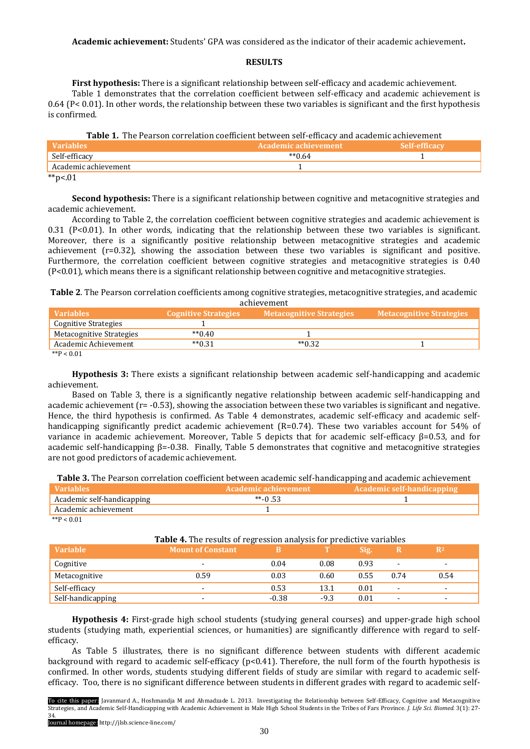**Academic achievement:** Students' GPA was considered as the indicator of their academic achievement**.**

## RESULTS

**First hypothesis:** There is a significant relationship between self-efficacy and academic achievement.

Table 1 demonstrates that the correlation coefficient between self-efficacy and academic achievement is 0.64 (P< 0.01). In other words, the relationship between these two variables is significant and the first hypothesis is confirmed.

**Table 1.** The Pearson correlation coefficient between self-efficacy and academic achievement

| Variables | Academic achievement | Self-efficacy |
|---|---|---|
| Self-efficacy | **0.64 | 1 |
| Academic achievement | 1 | |

**p<.01

**Second hypothesis:** There is a significant relationship between cognitive and metacognitive strategies and academic achievement.

According to Table 2, the correlation coefficient between cognitive strategies and academic achievement is 0.31 (P<0.01). In other words, indicating that the relationship between these two variables is significant. Moreover, there is a significantly positive relationship between metacognitive strategies and academic achievement (r=0.32), showing the association between these two variables is significant and positive. Furthermore, the correlation coefficient between cognitive strategies and metacognitive strategies is 0.40 (P<0.01), which means there is a significant relationship between cognitive and metacognitive strategies.

**Table 2**. The Pearson correlation coefficients among cognitive strategies, metacognitive strategies, and academic achievement

| Variables | Cognitive Strategies | Metacognitive Strategies | Metacognitive Strategies |
|---|---|---|---|
| Cognitive Strategies | 1 | | |
| Metacognitive Strategies | **0.40 | 1 | |
| Academic Achievement | **0.31 | **0.32 | 1 |

**P < 0.01

**Hypothesis 3:** There exists a significant relationship between academic self-handicapping and academic achievement.

Based on Table 3, there is a significantly negative relationship between academic self-handicapping and academic achievement (r= -0.53), showing the association between these two variables is significant and negative. Hence, the third hypothesis is confirmed. As Table 4 demonstrates, academic self-efficacy and academic self-handicapping significantly predict academic achievement (R=0.74). These two variables account for 54% of variance in academic achievement. Moreover, Table 5 depicts that for academic self-efficacy β=0.53, and for academic self-handicapping β=-0.38. Finally, Table 5 demonstrates that cognitive and metacognitive strategies are not good predictors of academic achievement.

**Table 3.** The Pearson correlation coefficient between academic self-handicapping and academic achievement

| Variables | Academic achievement | Academic self-handicapping |
|---|---|---|
| Academic self-handicapping | **-0 .53 | 1 |
| Academic achievement | 1 | |

**P < 0.01

**Table 4.** The results of regression analysis for predictive variables

| Variable | Mount of Constant | B | T | Sig. | R | R² |
|---|---|---|---|---|---|---|
| Cognitive | - | 0.04 | 0.08 | 0.93 | - | - |
| Metacognitive | 0.59 | 0.03 | 0.60 | 0.55 | 0.74 | 0.54 |
| Self-efficacy | - | 0.53 | 13.1 | 0.01 | - | - |
| Self-handicapping | - | -0.38 | -9.3 | 0.01 | - | - |

**Hypothesis 4:** First-grade high school students (studying general courses) and upper-grade high school students (studying math, experiential sciences, or humanities) are significantly difference with regard to self-efficacy.

As Table 5 illustrates, there is no significant difference between students with different academic background with regard to academic self-efficacy (p<0.41). Therefore, the null form of the fourth hypothesis is confirmed. In other words, students studying different fields of study are similar with regard to academic self-efficacy. Too, there is no significant difference between students in different grades with regard to academic self-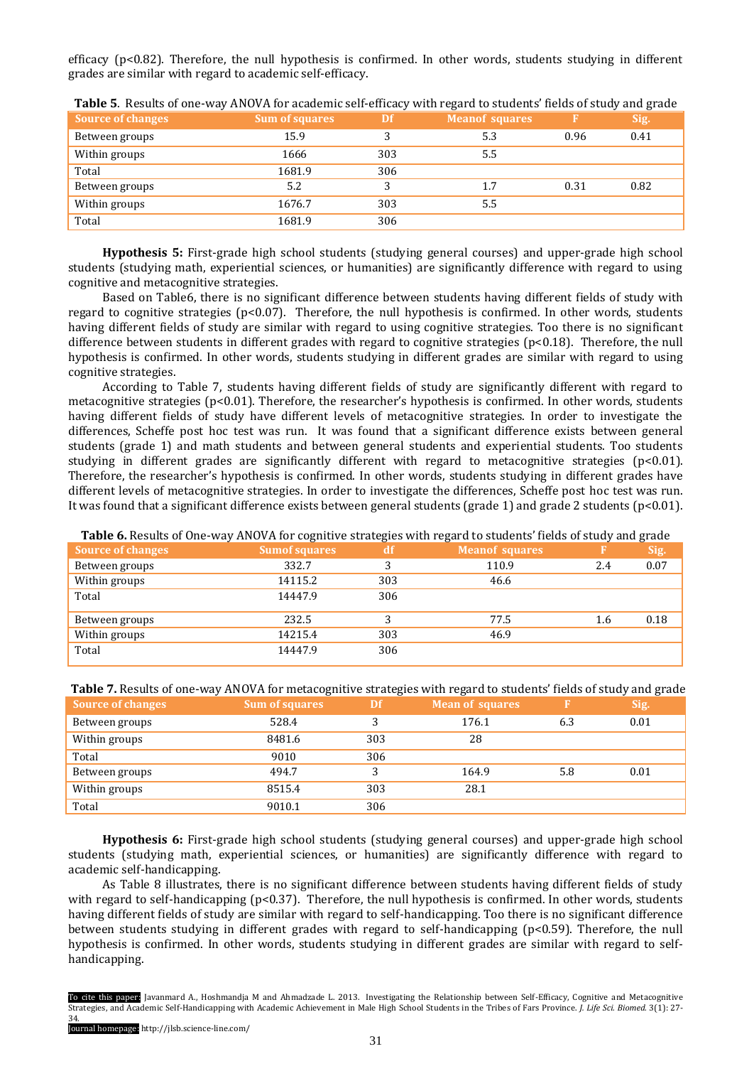efficacy (p<0.82). Therefore, the null hypothesis is confirmed. In other words, students studying in different grades are similar with regard to academic self-efficacy.

**Table 5**. Results of one-way ANOVA for academic self-efficacy with regard to students' fields of study and grade

| Source of changes | Sum of squares | Df | Meanof squares | F | Sig. |
|---|---|---|---|---|---|
| Between groups | 15.9 | 3 | 5.3 | 0.96 | 0.41 |
| Within groups | 1666 | 303 | 5.5 | | |
| Total | 1681.9 | 306 | | | |
| Between groups | 5.2 | 3 | 1.7 | 0.31 | 0.82 |
| Within groups | 1676.7 | 303 | 5.5 | | |
| Total | 1681.9 | 306 | | | |

**Hypothesis 5:** First-grade high school students (studying general courses) and upper-grade high school students (studying math, experiential sciences, or humanities) are significantly difference with regard to using cognitive and metacognitive strategies.

Based on Table6, there is no significant difference between students having different fields of study with regard to cognitive strategies (p<0.07). Therefore, the null hypothesis is confirmed. In other words, students having different fields of study are similar with regard to using cognitive strategies. Too there is no significant difference between students in different grades with regard to cognitive strategies (p<0.18). Therefore, the null hypothesis is confirmed. In other words, students studying in different grades are similar with regard to using cognitive strategies.

According to Table 7, students having different fields of study are significantly different with regard to metacognitive strategies (p<0.01). Therefore, the researcher's hypothesis is confirmed. In other words, students having different fields of study have different levels of metacognitive strategies. In order to investigate the differences, Scheffe post hoc test was run. It was found that a significant difference exists between general students (grade 1) and math students and between general students and experiential students. Too students studying in different grades are significantly different with regard to metacognitive strategies (p<0.01). Therefore, the researcher's hypothesis is confirmed. In other words, students studying in different grades have different levels of metacognitive strategies. In order to investigate the differences, Scheffe post hoc test was run. It was found that a significant difference exists between general students (grade 1) and grade 2 students (p<0.01).

**Table 6.** Results of One-way ANOVA for cognitive strategies with regard to students' fields of study and grade

| Source of changes | Sumof squares | df | Meanof squares | F | Sig. |
|---|---|---|---|---|---|
| Between groups | 332.7 | 3 | 110.9 | 2.4 | 0.07 |
| Within groups | 14115.2 | 303 | 46.6 | | |
| Total | 14447.9 | 306 | | | |
| Between groups | 232.5 | 3 | 77.5 | 1.6 | 0.18 |
| Within groups | 14215.4 | 303 | 46.9 | | |
| Total | 14447.9 | 306 | | | |

**Table 7.** Results of one-way ANOVA for metacognitive strategies with regard to students' fields of study and grade

| Source of changes | Sum of squares | Df | Mean of squares | F | Sig. |
|---|---|---|---|---|---|
| Between groups | 528.4 | 3 | 176.1 | 6.3 | 0.01 |
| Within groups | 8481.6 | 303 | 28 | | |
| Total | 9010 | 306 | | | |
| Between groups | 494.7 | 3 | 164.9 | 5.8 | 0.01 |
| Within groups | 8515.4 | 303 | 28.1 | | |
| Total | 9010.1 | 306 | | | |

**Hypothesis 6:** First-grade high school students (studying general courses) and upper-grade high school students (studying math, experiential sciences, or humanities) are significantly difference with regard to academic self-handicapping.

As Table 8 illustrates, there is no significant difference between students having different fields of study with regard to self-handicapping (p<0.37). Therefore, the null hypothesis is confirmed. In other words, students having different fields of study are similar with regard to self-handicapping. Too there is no significant difference between students studying in different grades with regard to self-handicapping (p<0.59). Therefore, the null hypothesis is confirmed. In other words, students studying in different grades are similar with regard to self-handicapping.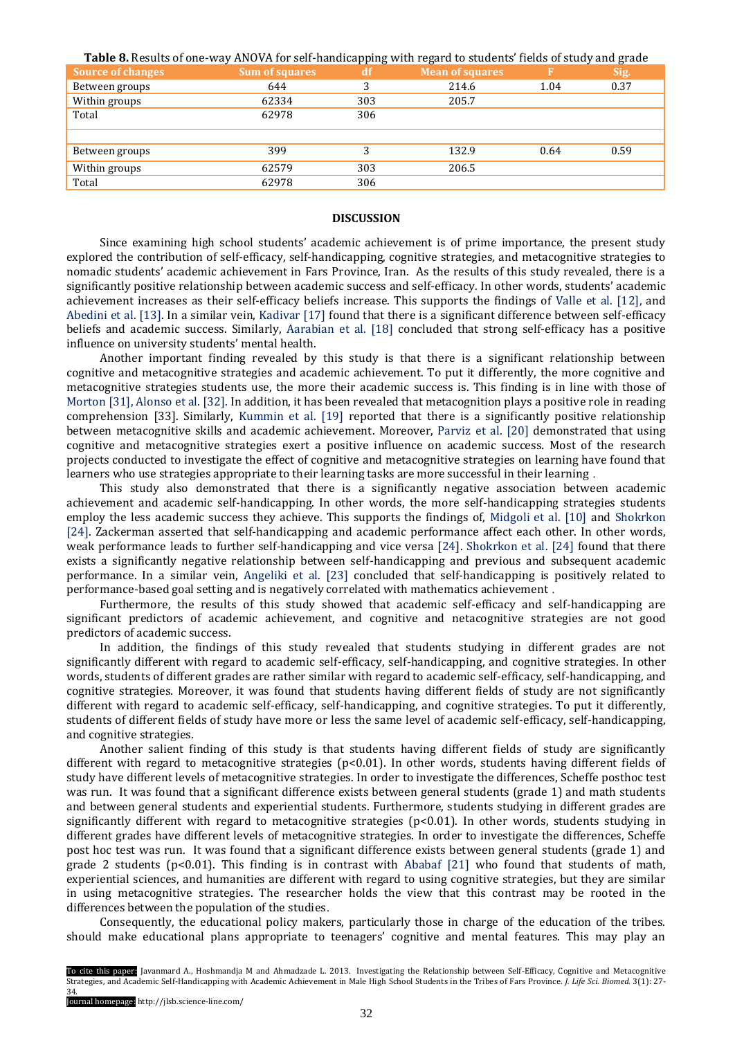**Table 8.** Results of one-way ANOVA for self-handicapping with regard to students' fields of study and grade

| Source of changes | Sum of squares | df | Mean of squares | F | Sig. |
|---|---|---|---|---|---|
| Between groups | 644 | 3 | 214.6 | 1.04 | 0.37 |
| Within groups | 62334 | 303 | 205.7 | | |
| Total | 62978 | 306 | | | |
| | | | | | |
| Between groups | 399 | 3 | 132.9 | 0.64 | 0.59 |
| Within groups | 62579 | 303 | 206.5 | | |
| Total | 62978 | 306 | | | |

## DISCUSSION

Since examining high school students' academic achievement is of prime importance, the present study explored the contribution of self-efficacy, self-handicapping, cognitive strategies, and metacognitive strategies to nomadic students' academic achievement in Fars Province, Iran. As the results of this study revealed, there is a significantly positive relationship between academic success and self-efficacy. In other words, students' academic achievement increases as their self-efficacy beliefs increase. This supports the findings of Valle et al. [12], and Abedini et al. [13]. In a similar vein, Kadivar [17] found that there is a significant difference between self-efficacy beliefs and academic success. Similarly, Aarabian et al. [18] concluded that strong self-efficacy has a positive influence on university students' mental health.

Another important finding revealed by this study is that there is a significant relationship between cognitive and metacognitive strategies and academic achievement. To put it differently, the more cognitive and metacognitive strategies students use, the more their academic success is. This finding is in line with those of Morton [31], Alonso et al. [32]. In addition, it has been revealed that metacognition plays a positive role in reading comprehension [33]. Similarly, Kummin et al. [19] reported that there is a significantly positive relationship between metacognitive skills and academic achievement. Moreover, Parviz et al. [20] demonstrated that using cognitive and metacognitive strategies exert a positive influence on academic success. Most of the research projects conducted to investigate the effect of cognitive and metacognitive strategies on learning have found that learners who use strategies appropriate to their learning tasks are more successful in their learning .

This study also demonstrated that there is a significantly negative association between academic achievement and academic self-handicapping. In other words, the more self-handicapping strategies students employ the less academic success they achieve. This supports the findings of, Midgoli et al. [10] and Shokrkon [24]. Zackerman asserted that self-handicapping and academic performance affect each other. In other words, weak performance leads to further self-handicapping and vice versa [24]. Shokrkon et al. [24] found that there exists a significantly negative relationship between self-handicapping and previous and subsequent academic performance. In a similar vein, Angeliki et al. [23] concluded that self-handicapping is positively related to performance-based goal setting and is negatively correlated with mathematics achievement .

Furthermore, the results of this study showed that academic self-efficacy and self-handicapping are significant predictors of academic achievement, and cognitive and netacognitive strategies are not good predictors of academic success.

In addition, the findings of this study revealed that students studying in different grades are not significantly different with regard to academic self-efficacy, self-handicapping, and cognitive strategies. In other words, students of different grades are rather similar with regard to academic self-efficacy, self-handicapping, and cognitive strategies. Moreover, it was found that students having different fields of study are not significantly different with regard to academic self-efficacy, self-handicapping, and cognitive strategies. To put it differently, students of different fields of study have more or less the same level of academic self-efficacy, self-handicapping, and cognitive strategies.

Another salient finding of this study is that students having different fields of study are significantly different with regard to metacognitive strategies ($p<0.01$). In other words, students having different fields of study have different levels of metacognitive strategies. In order to investigate the differences, Scheffe posthoc test was run. It was found that a significant difference exists between general students (grade 1) and math students and between general students and experiential students. Furthermore, students studying in different grades are significantly different with regard to metacognitive strategies ($p<0.01$). In other words, students studying in different grades have different levels of metacognitive strategies. In order to investigate the differences, Scheffe post hoc test was run. It was found that a significant difference exists between general students (grade 1) and grade 2 students ($p<0.01$). This finding is in contrast with Ababaf [21] who found that students of math, experiential sciences, and humanities are different with regard to using cognitive strategies, but they are similar in using metacognitive strategies. The researcher holds the view that this contrast may be rooted in the differences between the population of the studies.

Consequently, the educational policy makers, particularly those in charge of the education of the tribes. should make educational plans appropriate to teenagers' cognitive and mental features. This may play an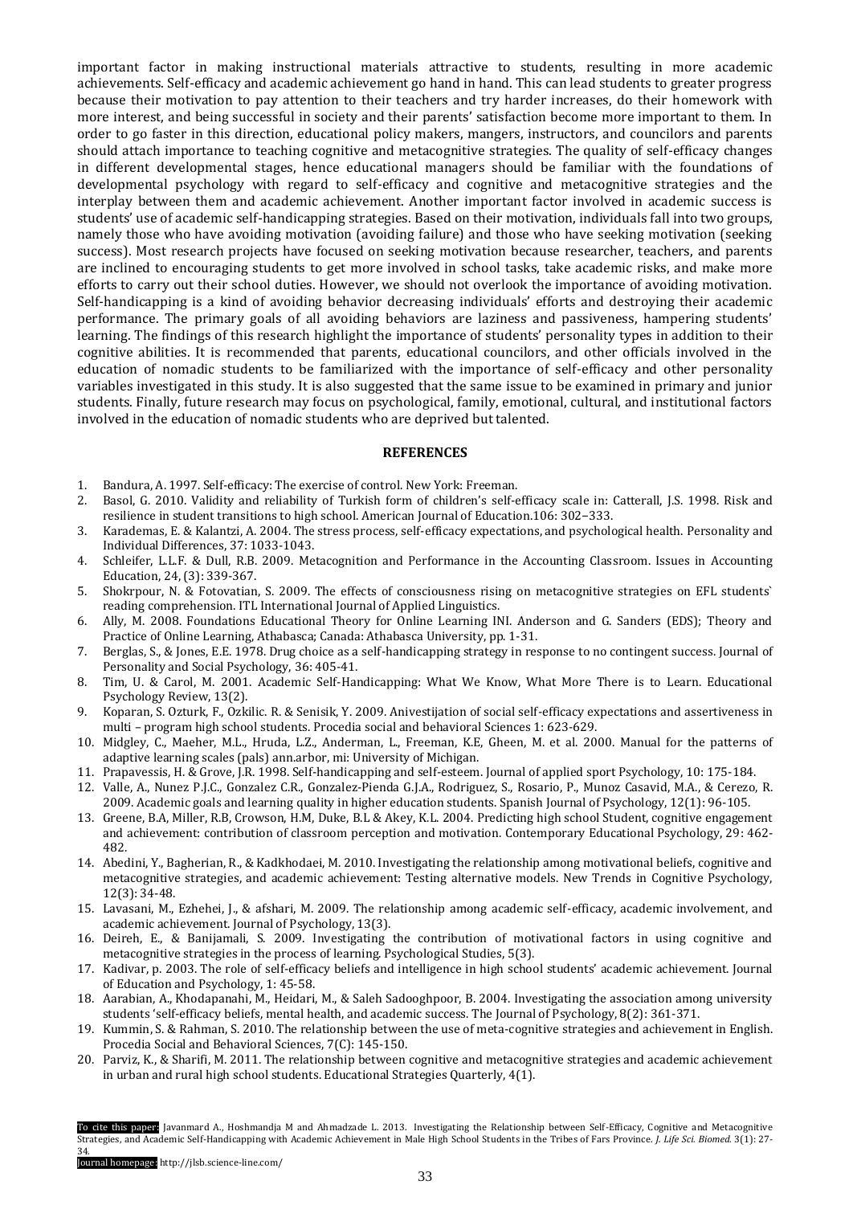important factor in making instructional materials attractive to students, resulting in more academic achievements. Self-efficacy and academic achievement go hand in hand. This can lead students to greater progress because their motivation to pay attention to their teachers and try harder increases, do their homework with more interest, and being successful in society and their parents' satisfaction become more important to them. In order to go faster in this direction, educational policy makers, mangers, instructors, and councilors and parents should attach importance to teaching cognitive and metacognitive strategies. The quality of self-efficacy changes in different developmental stages, hence educational managers should be familiar with the foundations of developmental psychology with regard to self-efficacy and cognitive and metacognitive strategies and the interplay between them and academic achievement. Another important factor involved in academic success is students' use of academic self-handicapping strategies. Based on their motivation, individuals fall into two groups, namely those who have avoiding motivation (avoiding failure) and those who have seeking motivation (seeking success). Most research projects have focused on seeking motivation because researcher, teachers, and parents are inclined to encouraging students to get more involved in school tasks, take academic risks, and make more efforts to carry out their school duties. However, we should not overlook the importance of avoiding motivation. Self-handicapping is a kind of avoiding behavior decreasing individuals' efforts and destroying their academic performance. The primary goals of all avoiding behaviors are laziness and passiveness, hampering students' learning. The findings of this research highlight the importance of students' personality types in addition to their cognitive abilities. It is recommended that parents, educational councilors, and other officials involved in the education of nomadic students to be familiarized with the importance of self-efficacy and other personality variables investigated in this study. It is also suggested that the same issue to be examined in primary and junior students. Finally, future research may focus on psychological, family, emotional, cultural, and institutional factors involved in the education of nomadic students who are deprived but talented.

## REFERENCES

1. Bandura, A. 1997. Self-efficacy: The exercise of control. New York: Freeman.
2. Basol, G. 2010. Validity and reliability of Turkish form of children's self-efficacy scale in: Catterall, J.S. 1998. Risk and resilience in student transitions to high school. American Journal of Education.106: 302−333.
3. Karademas, E. & Kalantzi, A. 2004. The stress process, self-efficacy expectations, and psychological health. Personality and Individual Differences, 37: 1033-1043.
4. Schleifer, L.L.F. & Dull, R.B. 2009. Metacognition and Performance in the Accounting Classroom. Issues in Accounting Education, 24, (3): 339-367.
5. Shokrpour, N. & Fotovatian, S. 2009. The effects of consciousness rising on metacognitive strategies on EFL students` reading comprehension. ITL International Journal of Applied Linguistics.
6. Ally, M. 2008. Foundations Educational Theory for Online Learning INI. Anderson and G. Sanders (EDS); Theory and Practice of Online Learning, Athabasca; Canada: Athabasca University, pp. 1-31.
7. Berglas, S., & Jones, E.E. 1978. Drug choice as a self-handicapping strategy in response to no contingent success. Journal of Personality and Social Psychology, 36: 405-41.
8. Tim, U. & Carol, M. 2001. Academic Self-Handicapping: What We Know, What More There is to Learn. Educational Psychology Review, 13(2).
9. Koparan, S. Ozturk, F., Ozkilic. R. & Senisik, Y. 2009. Anivestijation of social self-efficacy expectations and assertiveness in multi – program high school students. Procedia social and behavioral Sciences 1: 623-629.
10. Midgley, C., Maeher, M.L., Hruda, L.Z., Anderman, L., Freeman, K.E, Gheen, M. et al. 2000. Manual for the patterns of adaptive learning scales (pals) ann.arbor, mi: University of Michigan.
11. Prapavessis, H. & Grove, J.R. 1998. Self-handicapping and self-esteem. Journal of applied sport Psychology, 10: 175-184.
12. Valle, A., Nunez P.J.C., Gonzalez C.R., Gonzalez-Pienda G.J.A., Rodriguez, S., Rosario, P., Munoz Casavid, M.A., & Cerezo, R. 2009. Academic goals and learning quality in higher education students. Spanish Journal of Psychology, 12(1): 96-105.
13. Greene, B.A, Miller, R.B, Crowson, H.M, Duke, B.L & Akey, K.L. 2004. Predicting high school Student, cognitive engagement and achievement: contribution of classroom perception and motivation. Contemporary Educational Psychology, 29: 462-482.
14. Abedini, Y., Bagherian, R., & Kadkhodaei, M. 2010. Investigating the relationship among motivational beliefs, cognitive and metacognitive strategies, and academic achievement: Testing alternative models. New Trends in Cognitive Psychology, 12(3): 34-48.
15. Lavasani, M., Ezhehei, J., & afshari, M. 2009. The relationship among academic self-efficacy, academic involvement, and academic achievement. Journal of Psychology, 13(3).
16. Deireh, E., & Banijamali, S. 2009. Investigating the contribution of motivational factors in using cognitive and metacognitive strategies in the process of learning. Psychological Studies, 5(3).
17. Kadivar, p. 2003. The role of self-efficacy beliefs and intelligence in high school students' academic achievement. Journal of Education and Psychology, 1: 45-58.
18. Aarabian, A., Khodapanahi, M., Heidari, M., & Saleh Sadooghpoor, B. 2004. Investigating the association among university students 'self-efficacy beliefs, mental health, and academic success. The Journal of Psychology, 8(2): 361-371.
19. Kummin, S. & Rahman, S. 2010. The relationship between the use of meta-cognitive strategies and achievement in English. Procedia Social and Behavioral Sciences, 7(C): 145-150.
20. Parviz, K., & Sharifi, M. 2011. The relationship between cognitive and metacognitive strategies and academic achievement in urban and rural high school students. Educational Strategies Quarterly, 4(1).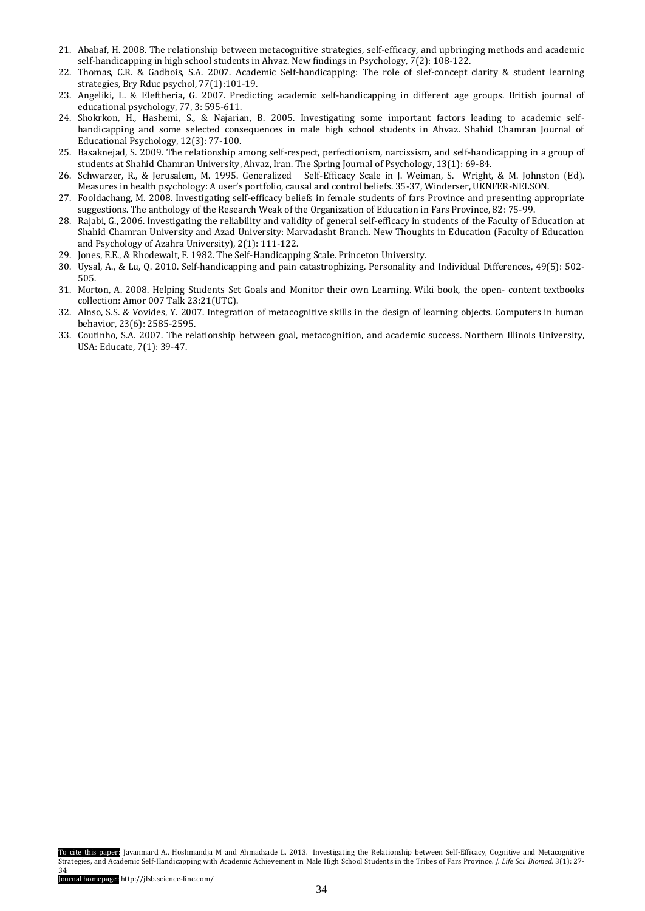21. Ababaf, H. 2008. The relationship between metacognitive strategies, self-efficacy, and upbringing methods and academic self-handicapping in high school students in Ahvaz. New findings in Psychology, 7(2): 108-122.
22. Thomas, C.R. & Gadbois, S.A. 2007. Academic Self-handicapping: The role of slef-concept clarity & student learning strategies, Bry Rduc psychol, 77(1):101-19.
23. Angeliki, L. & Eleftheria, G. 2007. Predicting academic self-handicapping in different age groups. British journal of educational psychology, 77, 3: 595-611.
24. Shokrkon, H., Hashemi, S., & Najarian, B. 2005. Investigating some important factors leading to academic self-handicapping and some selected consequences in male high school students in Ahvaz. Shahid Chamran Journal of Educational Psychology, 12(3): 77-100.
25. Basaknejad, S. 2009. The relationship among self-respect, perfectionism, narcissism, and self-handicapping in a group of students at Shahid Chamran University, Ahvaz, Iran. The Spring Journal of Psychology, 13(1): 69-84.
26. Schwarzer, R., & Jerusalem, M. 1995. Generalized Self-Efficacy Scale in J. Weiman, S. Wright, & M. Johnston (Ed). Measures in health psychology: A user's portfolio, causal and control beliefs. 35-37, Winderser, UKNFER-NELSON.
27. Fooldachang, M. 2008. Investigating self-efficacy beliefs in female students of fars Province and presenting appropriate suggestions. The anthology of the Research Weak of the Organization of Education in Fars Province, 82: 75-99.
28. Rajabi, G., 2006. Investigating the reliability and validity of general self-efficacy in students of the Faculty of Education at Shahid Chamran University and Azad University: Marvadasht Branch. New Thoughts in Education (Faculty of Education and Psychology of Azahra University), 2(1): 111-122.
29. Jones, E.E., & Rhodewalt, F. 1982. The Self-Handicapping Scale. Princeton University.
30. Uysal, A., & Lu, Q. 2010. Self-handicapping and pain catastrophizing. Personality and Individual Differences, 49(5): 502-505.
31. Morton, A. 2008. Helping Students Set Goals and Monitor their own Learning. Wiki book, the open- content textbooks collection: Amor 007 Talk 23:21(UTC).
32. Alnso, S.S. & Vovides, Y. 2007. Integration of metacognitive skills in the design of learning objects. Computers in human behavior, 23(6): 2585-2595.
33. Coutinho, S.A. 2007. The relationship between goal, metacognition, and academic success. Northern Illinois University, USA: Educate, 7(1): 39-47.